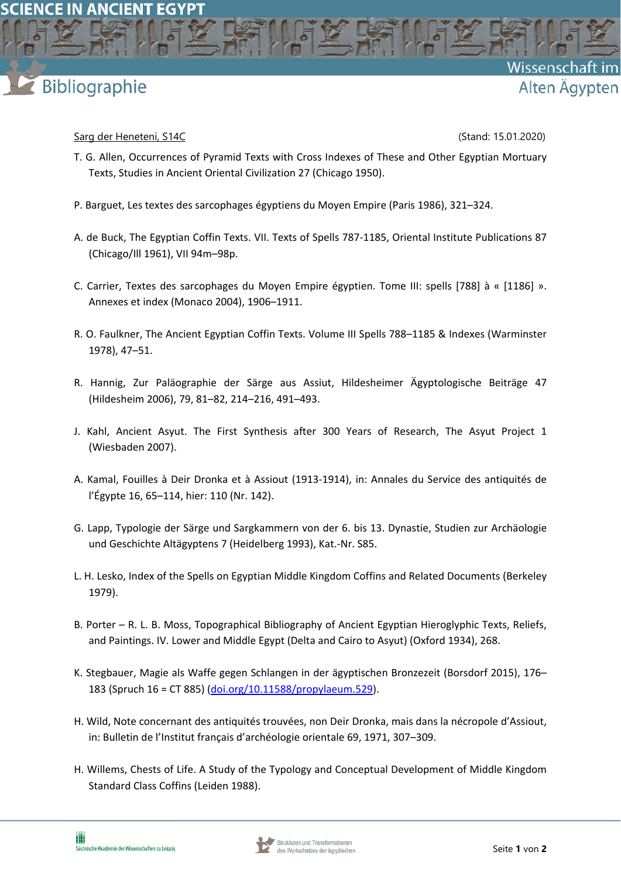Sarg der Heneteni, S14C (Stand: 15.01.2020)

T. G. Allen, Occurrences of Pyramid Texts with Cross Indexes of These and Other Egyptian Mortuary Texts, Studies in Ancient Oriental Civilization 27 (Chicago 1950).

P. Barguet, Les textes des sarcophages égyptiens du Moyen Empire (Paris 1986), 321–324.

A. de Buck, The Egyptian Coffin Texts. VII. Texts of Spells 787-1185, Oriental Institute Publications 87 (Chicago/Ill 1961), VII 94m–98p.

C. Carrier, Textes des sarcophages du Moyen Empire égyptien. Tome III: spells [788] à « [1186] ». Annexes et index (Monaco 2004), 1906–1911.

R. O. Faulkner, The Ancient Egyptian Coffin Texts. Volume III Spells 788–1185 & Indexes (Warminster 1978), 47–51.

R. Hannig, Zur Paläographie der Särge aus Assiut, Hildesheimer Ägyptologische Beiträge 47 (Hildesheim 2006), 79, 81–82, 214–216, 491–493.

J. Kahl, Ancient Asyut. The First Synthesis after 300 Years of Research, The Asyut Project 1 (Wiesbaden 2007).

A. Kamal, Fouilles à Deir Dronka et à Assiout (1913-1914), in: Annales du Service des antiquités de l'Égypte 16, 65–114, hier: 110 (Nr. 142).

G. Lapp, Typologie der Särge und Sargkammern von der 6. bis 13. Dynastie, Studien zur Archäologie und Geschichte Altägyptens 7 (Heidelberg 1993), Kat.-Nr. S85.

L. H. Lesko, Index of the Spells on Egyptian Middle Kingdom Coffins and Related Documents (Berkeley 1979).

B. Porter – R. L. B. Moss, Topographical Bibliography of Ancient Egyptian Hieroglyphic Texts, Reliefs, and Paintings. IV. Lower and Middle Egypt (Delta and Cairo to Asyut) (Oxford 1934), 268.

K. Stegbauer, Magie als Waffe gegen Schlangen in der ägyptischen Bronzezeit (Borsdorf 2015), 176–183 (Spruch 16 = CT 885) (doi.org/10.11588/propylaeum.529).

H. Wild, Note concernant des antiquités trouvées, non Deir Dronka, mais dans la nécropole d'Assiout, in: Bulletin de l'Institut français d'archéologie orientale 69, 1971, 307–309.

H. Willems, Chests of Life. A Study of the Typology and Conceptual Development of Middle Kingdom Standard Class Coffins (Leiden 1988).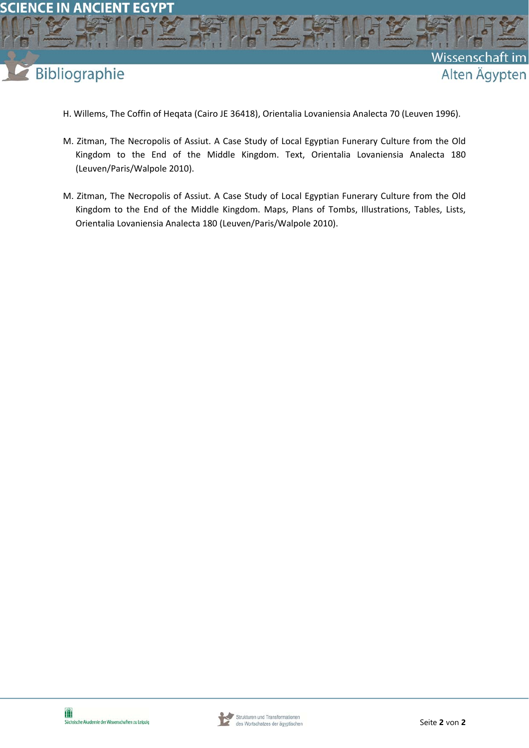H. Willems, The Coffin of Heqata (Cairo JE 36418), Orientalia Lovaniensia Analecta 70 (Leuven 1996).

M. Zitman, The Necropolis of Assiut. A Case Study of Local Egyptian Funerary Culture from the Old Kingdom to the End of the Middle Kingdom. Text, Orientalia Lovaniensia Analecta 180 (Leuven/Paris/Walpole 2010).

M. Zitman, The Necropolis of Assiut. A Case Study of Local Egyptian Funerary Culture from the Old Kingdom to the End of the Middle Kingdom. Maps, Plans of Tombs, Illustrations, Tables, Lists, Orientalia Lovaniensia Analecta 180 (Leuven/Paris/Walpole 2010).